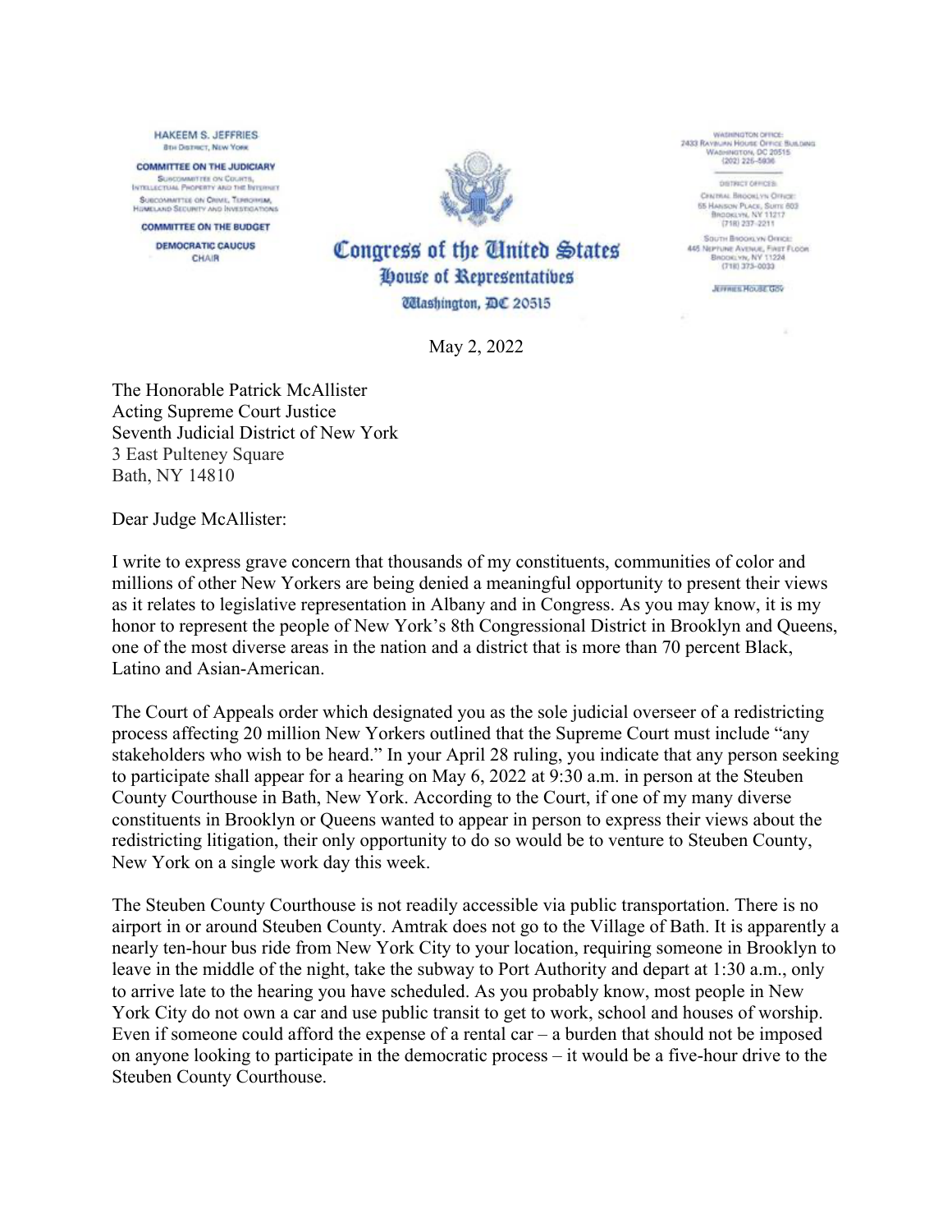HAKEEM S. JEFFRIES
8TH DISTRICT, NEW YORK

COMMITTEE ON THE JUDICIARY
SUBCOMMITTEE ON COURTS, INTELLECTUAL PROPERTY AND THE INTERNET
SUBCOMMITTEE ON CRIME, TERRORISM, HOMELAND SECURITY AND INVESTIGATIONS

COMMITTEE ON THE BUDGET

DEMOCRATIC CAUCUS
CHAIR

**Congress of the United States**
**House of Representatives**
**Washington, DC 20515**

WASHINGTON OFFICE:
2433 RAYBURN HOUSE OFFICE BUILDING
WASHINGTON, DC 20515
(202) 225-5936

DISTRICT OFFICES:
CENTRAL BROOKLYN OFFICE:
55 HANSON PLACE, SUITE 603
BROOKLYN, NY 11217
(718) 237-2211

SOUTH BROOKLYN OFFICE:
445 NEPTUNE AVENUE, FIRST FLOOR
BROOKLYN, NY 11224
(718) 373-0033

JEFFRIES.HOUSE.GOV

May 2, 2022

The Honorable Patrick McAllister
Acting Supreme Court Justice
Seventh Judicial District of New York
3 East Pulteney Square
Bath, NY 14810

Dear Judge McAllister:

I write to express grave concern that thousands of my constituents, communities of color and millions of other New Yorkers are being denied a meaningful opportunity to present their views as it relates to legislative representation in Albany and in Congress. As you may know, it is my honor to represent the people of New York's 8th Congressional District in Brooklyn and Queens, one of the most diverse areas in the nation and a district that is more than 70 percent Black, Latino and Asian-American.

The Court of Appeals order which designated you as the sole judicial overseer of a redistricting process affecting 20 million New Yorkers outlined that the Supreme Court must include "any stakeholders who wish to be heard." In your April 28 ruling, you indicate that any person seeking to participate shall appear for a hearing on May 6, 2022 at 9:30 a.m. in person at the Steuben County Courthouse in Bath, New York. According to the Court, if one of my many diverse constituents in Brooklyn or Queens wanted to appear in person to express their views about the redistricting litigation, their only opportunity to do so would be to venture to Steuben County, New York on a single work day this week.

The Steuben County Courthouse is not readily accessible via public transportation. There is no airport in or around Steuben County. Amtrak does not go to the Village of Bath. It is apparently a nearly ten-hour bus ride from New York City to your location, requiring someone in Brooklyn to leave in the middle of the night, take the subway to Port Authority and depart at 1:30 a.m., only to arrive late to the hearing you have scheduled. As you probably know, most people in New York City do not own a car and use public transit to get to work, school and houses of worship. Even if someone could afford the expense of a rental car – a burden that should not be imposed on anyone looking to participate in the democratic process – it would be a five-hour drive to the Steuben County Courthouse.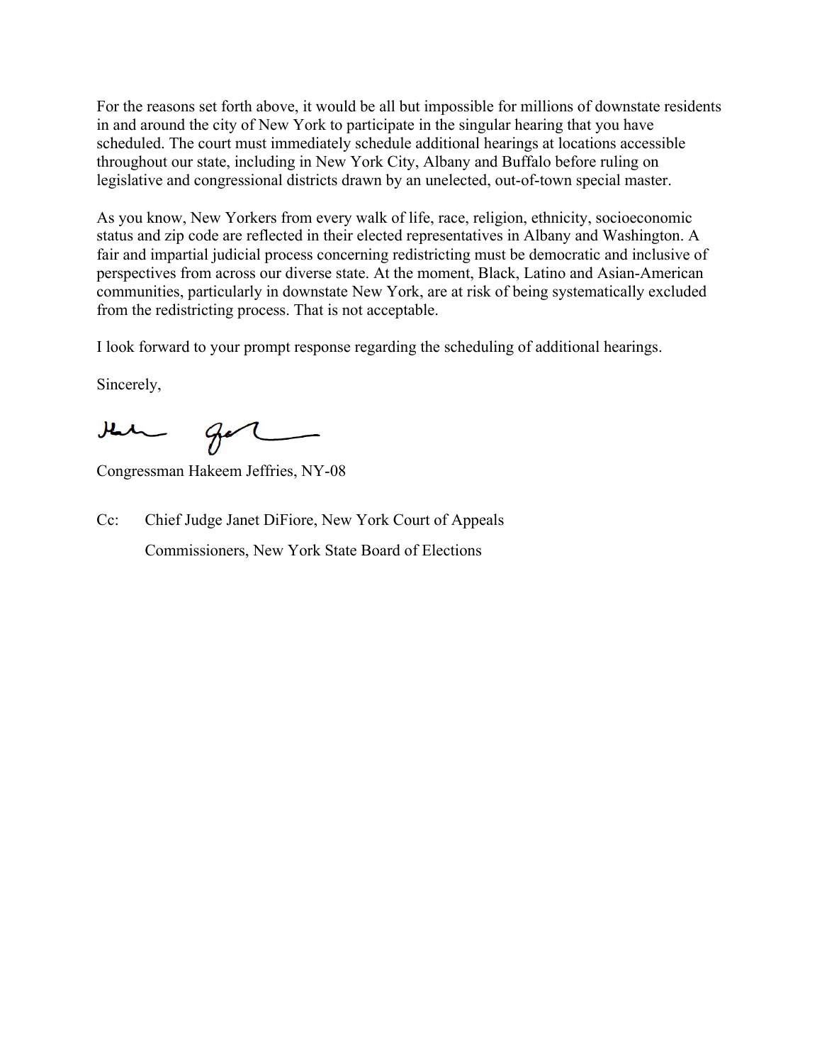For the reasons set forth above, it would be all but impossible for millions of downstate residents in and around the city of New York to participate in the singular hearing that you have scheduled. The court must immediately schedule additional hearings at locations accessible throughout our state, including in New York City, Albany and Buffalo before ruling on legislative and congressional districts drawn by an unelected, out-of-town special master.

As you know, New Yorkers from every walk of life, race, religion, ethnicity, socioeconomic status and zip code are reflected in their elected representatives in Albany and Washington. A fair and impartial judicial process concerning redistricting must be democratic and inclusive of perspectives from across our diverse state. At the moment, Black, Latino and Asian-American communities, particularly in downstate New York, are at risk of being systematically excluded from the redistricting process. That is not acceptable.

I look forward to your prompt response regarding the scheduling of additional hearings.

Sincerely,

Congressman Hakeem Jeffries, NY-08

Cc: Chief Judge Janet DiFiore, New York Court of Appeals

Commissioners, New York State Board of Elections